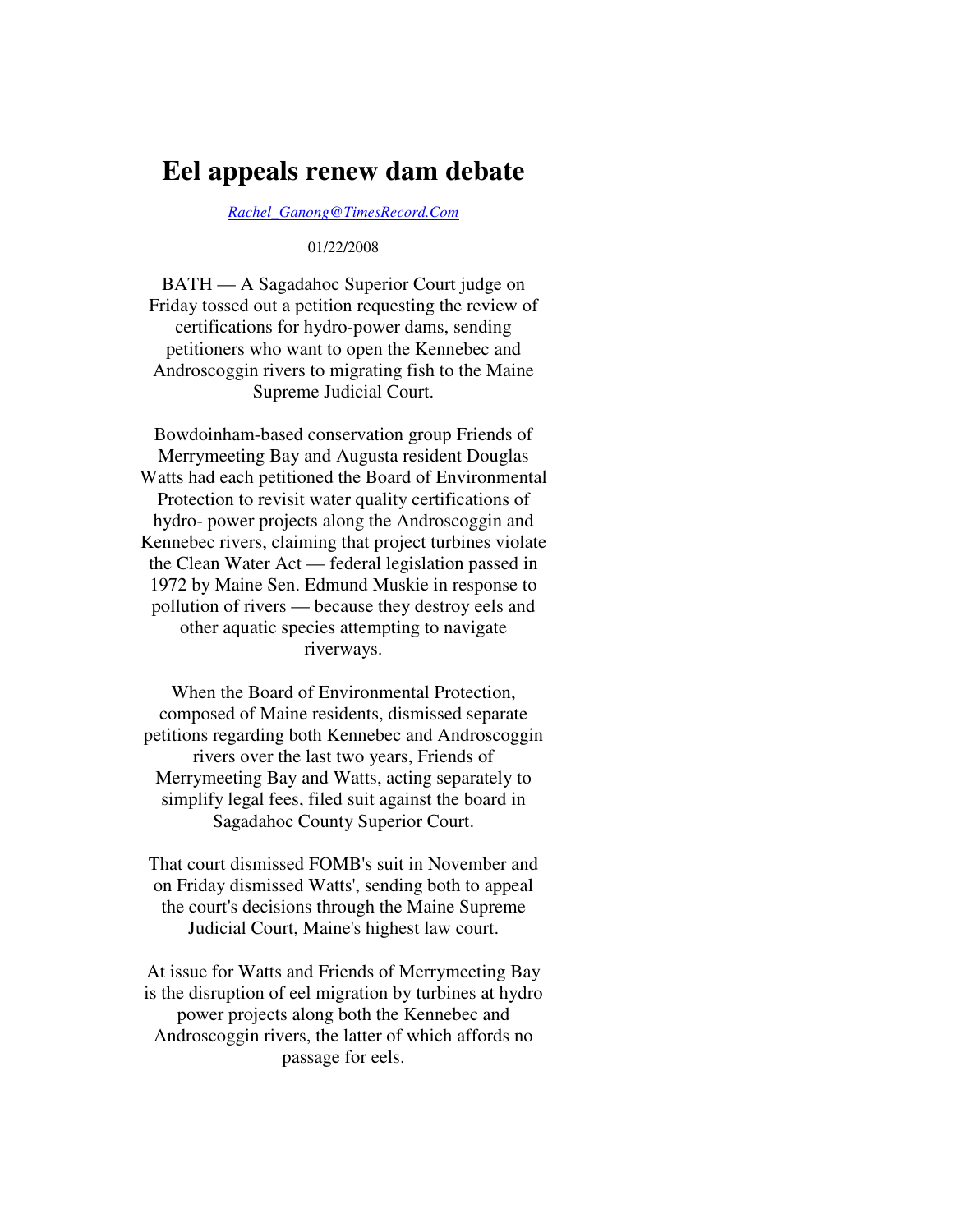# Eel appeals renew dam debate

Rachel_Ganong@TimesRecord.Com

01/22/2008

BATH — A Sagadahoc Superior Court judge on Friday tossed out a petition requesting the review of certifications for hydro-power dams, sending petitioners who want to open the Kennebec and Androscoggin rivers to migrating fish to the Maine Supreme Judicial Court.

Bowdoinham-based conservation group Friends of Merrymeeting Bay and Augusta resident Douglas Watts had each petitioned the Board of Environmental Protection to revisit water quality certifications of hydro- power projects along the Androscoggin and Kennebec rivers, claiming that project turbines violate the Clean Water Act — federal legislation passed in 1972 by Maine Sen. Edmund Muskie in response to pollution of rivers — because they destroy eels and other aquatic species attempting to navigate riverways.

When the Board of Environmental Protection, composed of Maine residents, dismissed separate petitions regarding both Kennebec and Androscoggin rivers over the last two years, Friends of Merrymeeting Bay and Watts, acting separately to simplify legal fees, filed suit against the board in Sagadahoc County Superior Court.

That court dismissed FOMB's suit in November and on Friday dismissed Watts', sending both to appeal the court's decisions through the Maine Supreme Judicial Court, Maine's highest law court.

At issue for Watts and Friends of Merrymeeting Bay is the disruption of eel migration by turbines at hydro power projects along both the Kennebec and Androscoggin rivers, the latter of which affords no passage for eels.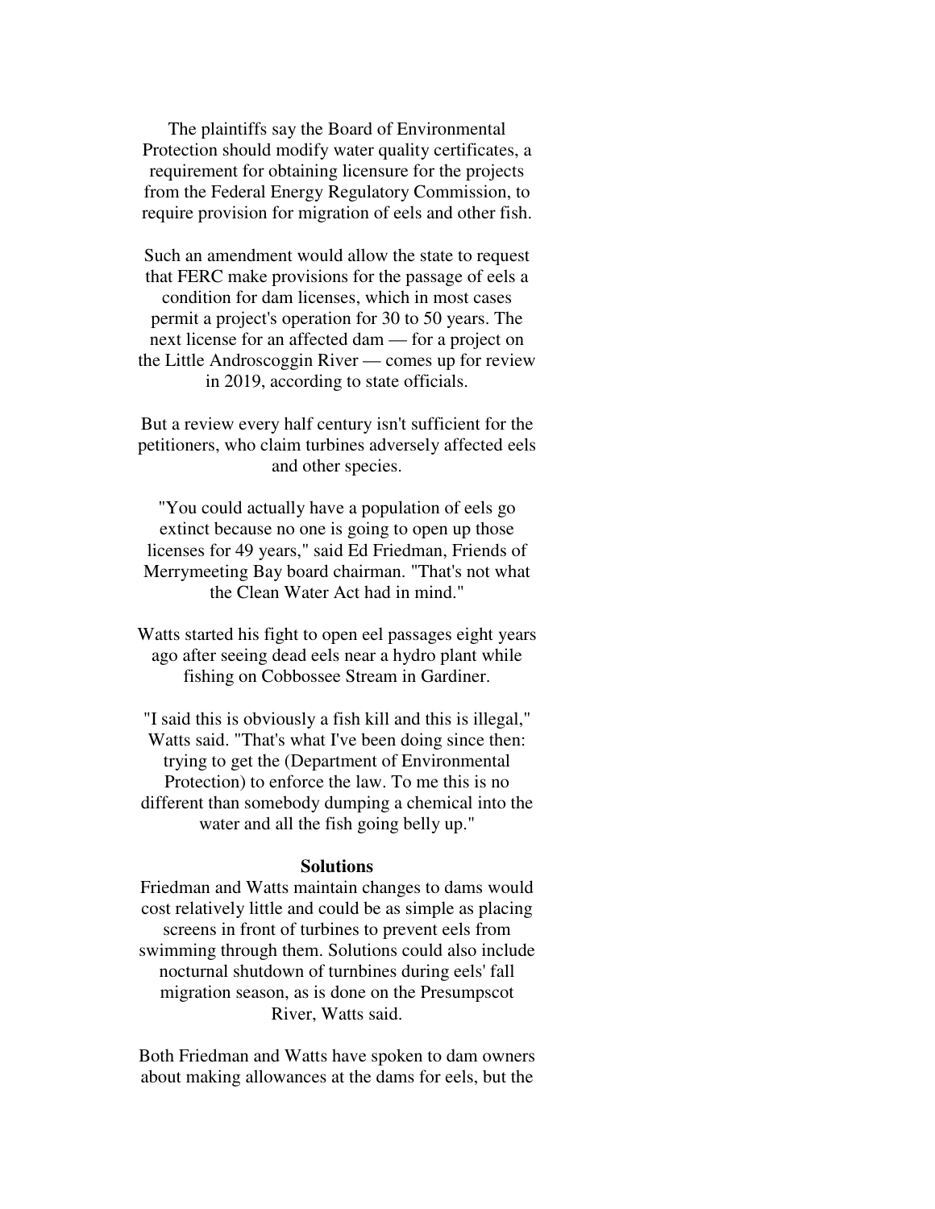The plaintiffs say the Board of Environmental Protection should modify water quality certificates, a requirement for obtaining licensure for the projects from the Federal Energy Regulatory Commission, to require provision for migration of eels and other fish.

Such an amendment would allow the state to request that FERC make provisions for the passage of eels a condition for dam licenses, which in most cases permit a project's operation for 30 to 50 years. The next license for an affected dam — for a project on the Little Androscoggin River — comes up for review in 2019, according to state officials.

But a review every half century isn't sufficient for the petitioners, who claim turbines adversely affected eels and other species.

"You could actually have a population of eels go extinct because no one is going to open up those licenses for 49 years," said Ed Friedman, Friends of Merrymeeting Bay board chairman. "That's not what the Clean Water Act had in mind."

Watts started his fight to open eel passages eight years ago after seeing dead eels near a hydro plant while fishing on Cobbossee Stream in Gardiner.

"I said this is obviously a fish kill and this is illegal," Watts said. "That's what I've been doing since then: trying to get the (Department of Environmental Protection) to enforce the law. To me this is no different than somebody dumping a chemical into the water and all the fish going belly up."

**Solutions**

Friedman and Watts maintain changes to dams would cost relatively little and could be as simple as placing screens in front of turbines to prevent eels from swimming through them. Solutions could also include nocturnal shutdown of turnbines during eels' fall migration season, as is done on the Presumpscot River, Watts said.

Both Friedman and Watts have spoken to dam owners about making allowances at the dams for eels, but the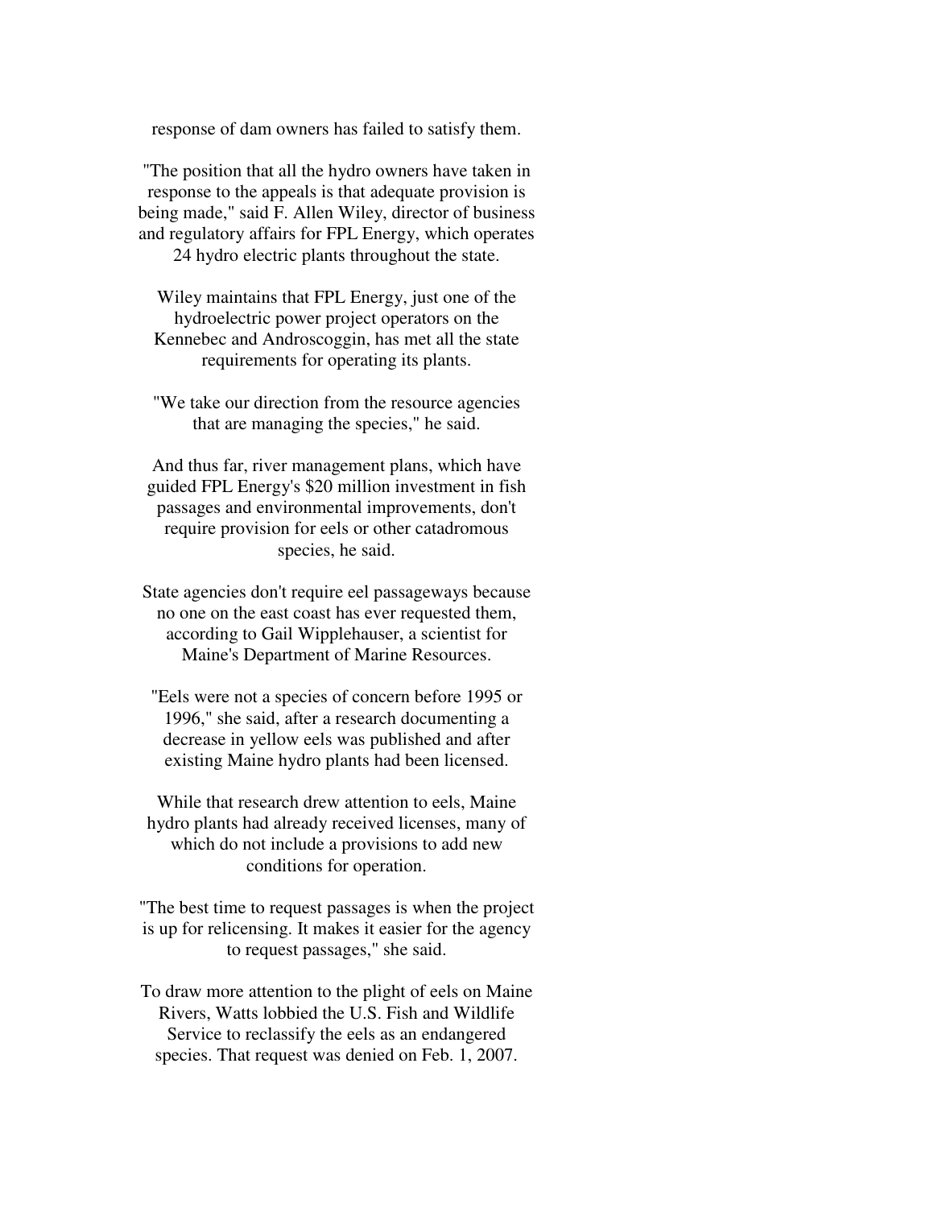response of dam owners has failed to satisfy them.

"The position that all the hydro owners have taken in response to the appeals is that adequate provision is being made," said F. Allen Wiley, director of business and regulatory affairs for FPL Energy, which operates 24 hydro electric plants throughout the state.

Wiley maintains that FPL Energy, just one of the hydroelectric power project operators on the Kennebec and Androscoggin, has met all the state requirements for operating its plants.

"We take our direction from the resource agencies that are managing the species," he said.

And thus far, river management plans, which have guided FPL Energy's $20 million investment in fish passages and environmental improvements, don't require provision for eels or other catadromous species, he said.

State agencies don't require eel passageways because no one on the east coast has ever requested them, according to Gail Wipplehauser, a scientist for Maine's Department of Marine Resources.

"Eels were not a species of concern before 1995 or 1996," she said, after a research documenting a decrease in yellow eels was published and after existing Maine hydro plants had been licensed.

While that research drew attention to eels, Maine hydro plants had already received licenses, many of which do not include a provisions to add new conditions for operation.

"The best time to request passages is when the project is up for relicensing. It makes it easier for the agency to request passages," she said.

To draw more attention to the plight of eels on Maine Rivers, Watts lobbied the U.S. Fish and Wildlife Service to reclassify the eels as an endangered species. That request was denied on Feb. 1, 2007.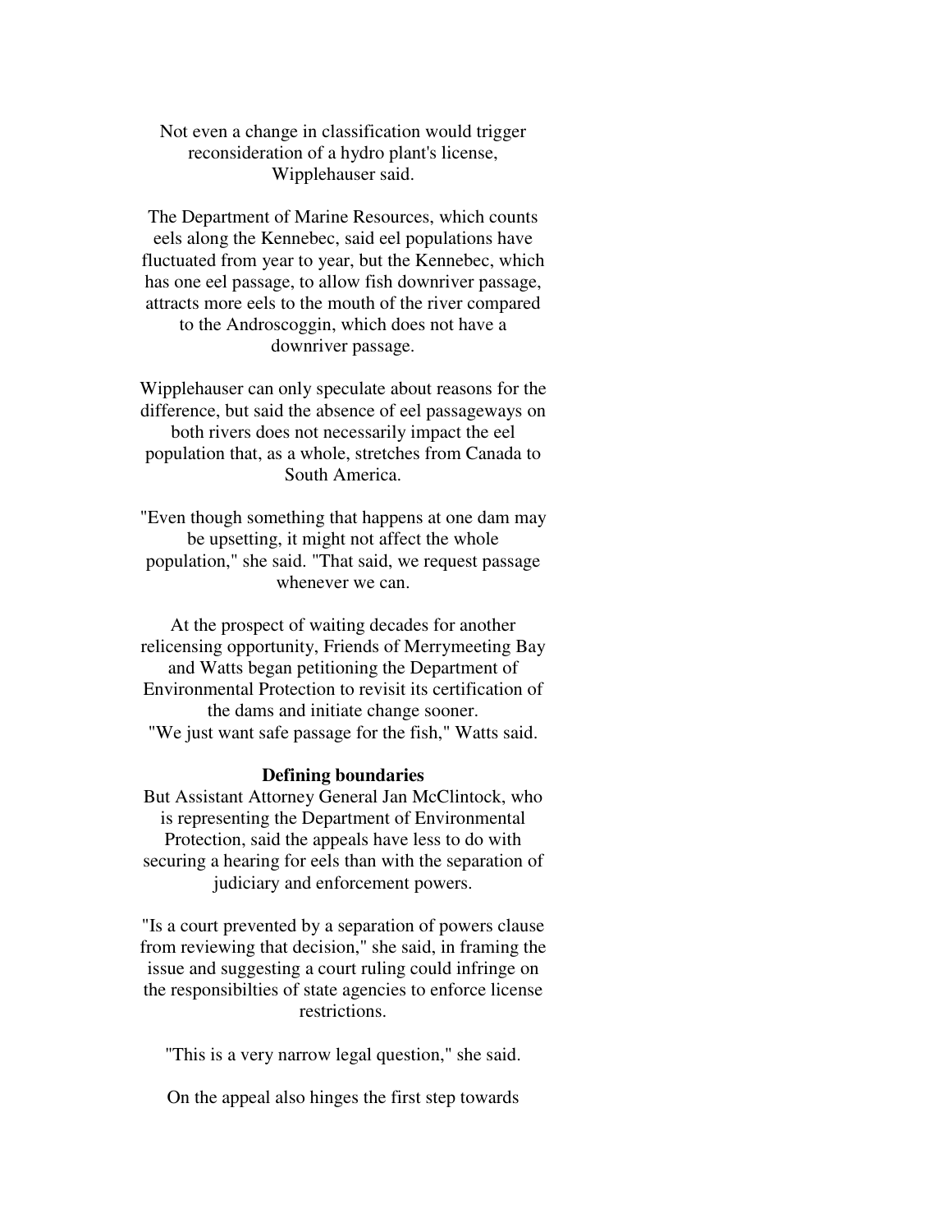Not even a change in classification would trigger reconsideration of a hydro plant's license, Wipplehauser said.

The Department of Marine Resources, which counts eels along the Kennebec, said eel populations have fluctuated from year to year, but the Kennebec, which has one eel passage, to allow fish downriver passage, attracts more eels to the mouth of the river compared to the Androscoggin, which does not have a downriver passage.

Wipplehauser can only speculate about reasons for the difference, but said the absence of eel passageways on both rivers does not necessarily impact the eel population that, as a whole, stretches from Canada to South America.

"Even though something that happens at one dam may be upsetting, it might not affect the whole population," she said. "That said, we request passage whenever we can.

At the prospect of waiting decades for another relicensing opportunity, Friends of Merrymeeting Bay and Watts began petitioning the Department of Environmental Protection to revisit its certification of the dams and initiate change sooner.
"We just want safe passage for the fish," Watts said.

**Defining boundaries**

But Assistant Attorney General Jan McClintock, who is representing the Department of Environmental Protection, said the appeals have less to do with securing a hearing for eels than with the separation of judiciary and enforcement powers.

"Is a court prevented by a separation of powers clause from reviewing that decision," she said, in framing the issue and suggesting a court ruling could infringe on the responsibilties of state agencies to enforce license restrictions.

"This is a very narrow legal question," she said.

On the appeal also hinges the first step towards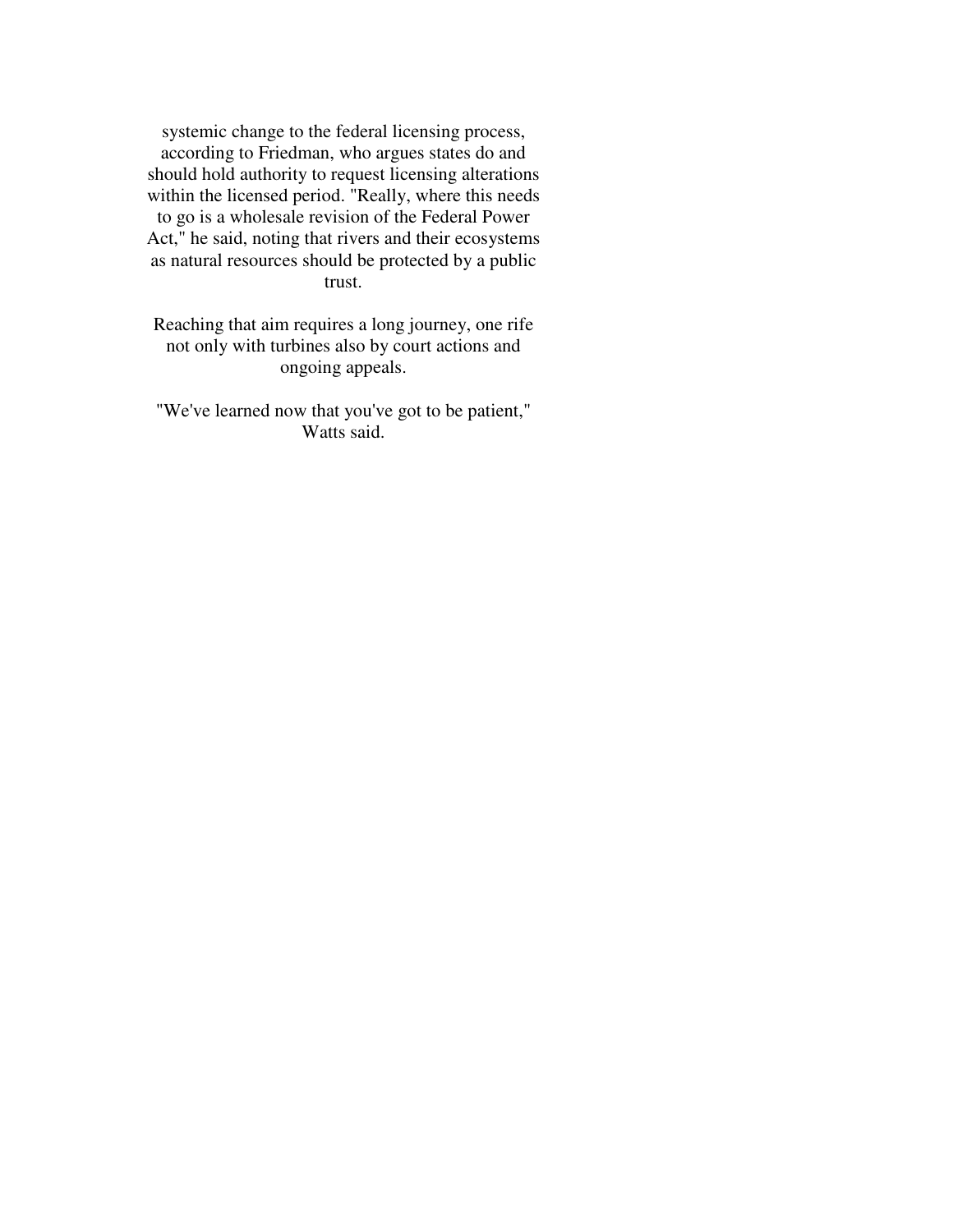systemic change to the federal licensing process, according to Friedman, who argues states do and should hold authority to request licensing alterations within the licensed period. "Really, where this needs to go is a wholesale revision of the Federal Power Act," he said, noting that rivers and their ecosystems as natural resources should be protected by a public trust.

Reaching that aim requires a long journey, one rife not only with turbines also by court actions and ongoing appeals.

"We've learned now that you've got to be patient," Watts said.